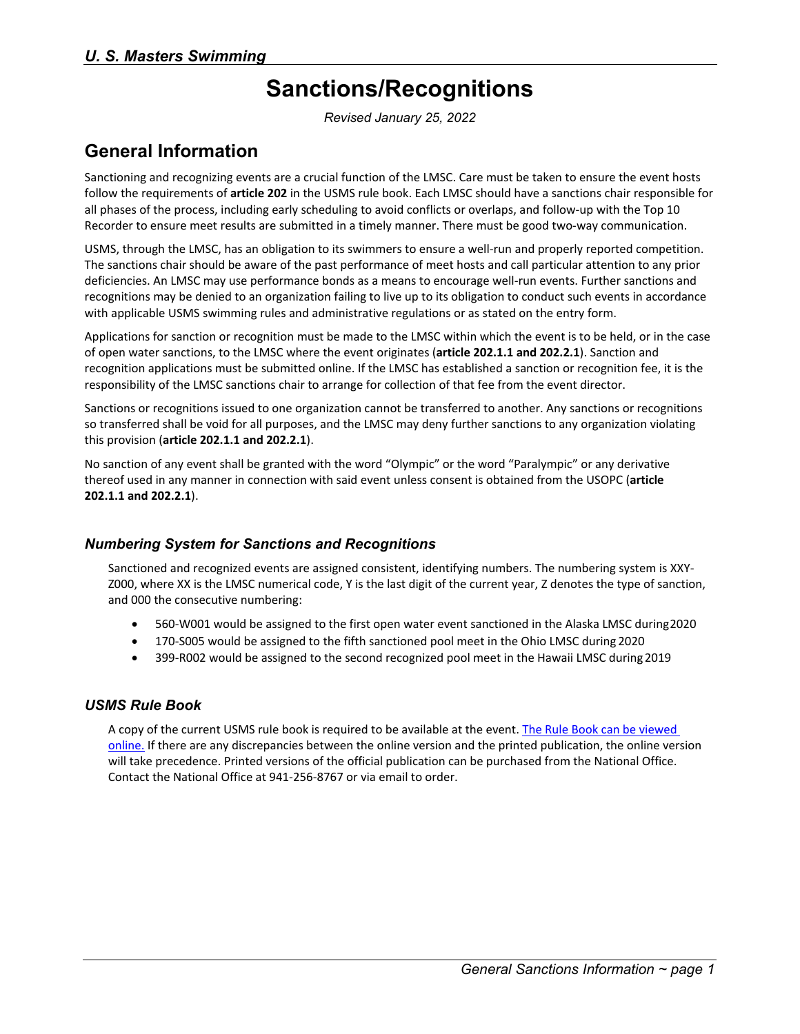# Sanctions/Recognitions

*Revised January 25, 2022*

## General Information

Sanctioning and recognizing events are a crucial function of the LMSC. Care must be taken to ensure the event hosts follow the requirements of **article 202** in the USMS rule book. Each LMSC should have a sanctions chair responsible for all phases of the process, including early scheduling to avoid conflicts or overlaps, and follow-up with the Top 10 Recorder to ensure meet results are submitted in a timely manner. There must be good two-way communication.

USMS, through the LMSC, has an obligation to its swimmers to ensure a well-run and properly reported competition. The sanctions chair should be aware of the past performance of meet hosts and call particular attention to any prior deficiencies. An LMSC may use performance bonds as a means to encourage well-run events. Further sanctions and recognitions may be denied to an organization failing to live up to its obligation to conduct such events in accordance with applicable USMS swimming rules and administrative regulations or as stated on the entry form.

Applications for sanction or recognition must be made to the LMSC within which the event is to be held, or in the case of open water sanctions, to the LMSC where the event originates (**article 202.1.1 and 202.2.1**). Sanction and recognition applications must be submitted online. If the LMSC has established a sanction or recognition fee, it is the responsibility of the LMSC sanctions chair to arrange for collection of that fee from the event director.

Sanctions or recognitions issued to one organization cannot be transferred to another. Any sanctions or recognitions so transferred shall be void for all purposes, and the LMSC may deny further sanctions to any organization violating this provision (**article 202.1.1 and 202.2.1**).

No sanction of any event shall be granted with the word "Olympic" or the word "Paralympic" or any derivative thereof used in any manner in connection with said event unless consent is obtained from the USOPC (**article 202.1.1 and 202.2.1**).

### *Numbering System for Sanctions and Recognitions*

Sanctioned and recognized events are assigned consistent, identifying numbers. The numbering system is XXY-Z000, where XX is the LMSC numerical code, Y is the last digit of the current year, Z denotes the type of sanction, and 000 the consecutive numbering:

- 560-W001 would be assigned to the first open water event sanctioned in the Alaska LMSC during 2020
- 170-S005 would be assigned to the fifth sanctioned pool meet in the Ohio LMSC during 2020
- 399-R002 would be assigned to the second recognized pool meet in the Hawaii LMSC during 2019

### *USMS Rule Book*

A copy of the current USMS rule book is required to be available at the event. The Rule Book can be viewed online. If there are any discrepancies between the online version and the printed publication, the online version will take precedence. Printed versions of the official publication can be purchased from the National Office. Contact the National Office at 941-256-8767 or via email to order.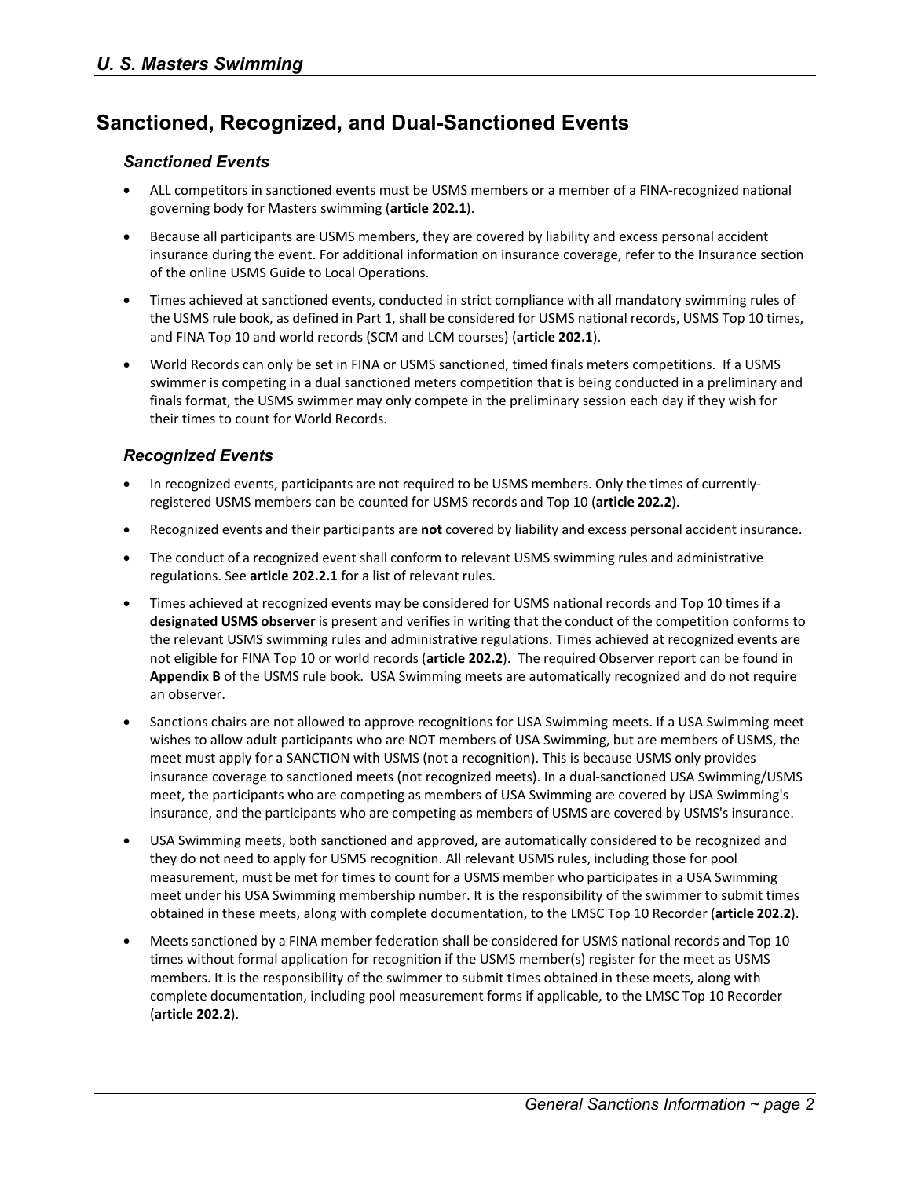# Sanctioned, Recognized, and Dual-Sanctioned Events

### Sanctioned Events

- ALL competitors in sanctioned events must be USMS members or a member of a FINA-recognized national governing body for Masters swimming (**article 202.1**).
- Because all participants are USMS members, they are covered by liability and excess personal accident insurance during the event. For additional information on insurance coverage, refer to the Insurance section of the online USMS Guide to Local Operations.
- Times achieved at sanctioned events, conducted in strict compliance with all mandatory swimming rules of the USMS rule book, as defined in Part 1, shall be considered for USMS national records, USMS Top 10 times, and FINA Top 10 and world records (SCM and LCM courses) (**article 202.1**).
- World Records can only be set in FINA or USMS sanctioned, timed finals meters competitions. If a USMS swimmer is competing in a dual sanctioned meters competition that is being conducted in a preliminary and finals format, the USMS swimmer may only compete in the preliminary session each day if they wish for their times to count for World Records.

### Recognized Events

- In recognized events, participants are not required to be USMS members. Only the times of currently-registered USMS members can be counted for USMS records and Top 10 (**article 202.2**).
- Recognized events and their participants are **not** covered by liability and excess personal accident insurance.
- The conduct of a recognized event shall conform to relevant USMS swimming rules and administrative regulations. See **article 202.2.1** for a list of relevant rules.
- Times achieved at recognized events may be considered for USMS national records and Top 10 times if a **designated USMS observer** is present and verifies in writing that the conduct of the competition conforms to the relevant USMS swimming rules and administrative regulations. Times achieved at recognized events are not eligible for FINA Top 10 or world records (**article 202.2**). The required Observer report can be found in **Appendix B** of the USMS rule book. USA Swimming meets are automatically recognized and do not require an observer.
- Sanctions chairs are not allowed to approve recognitions for USA Swimming meets. If a USA Swimming meet wishes to allow adult participants who are NOT members of USA Swimming, but are members of USMS, the meet must apply for a SANCTION with USMS (not a recognition). This is because USMS only provides insurance coverage to sanctioned meets (not recognized meets). In a dual-sanctioned USA Swimming/USMS meet, the participants who are competing as members of USA Swimming are covered by USA Swimming's insurance, and the participants who are competing as members of USMS are covered by USMS's insurance.
- USA Swimming meets, both sanctioned and approved, are automatically considered to be recognized and they do not need to apply for USMS recognition. All relevant USMS rules, including those for pool measurement, must be met for times to count for a USMS member who participates in a USA Swimming meet under his USA Swimming membership number. It is the responsibility of the swimmer to submit times obtained in these meets, along with complete documentation, to the LMSC Top 10 Recorder (**article 202.2**).
- Meets sanctioned by a FINA member federation shall be considered for USMS national records and Top 10 times without formal application for recognition if the USMS member(s) register for the meet as USMS members. It is the responsibility of the swimmer to submit times obtained in these meets, along with complete documentation, including pool measurement forms if applicable, to the LMSC Top 10 Recorder (**article 202.2**).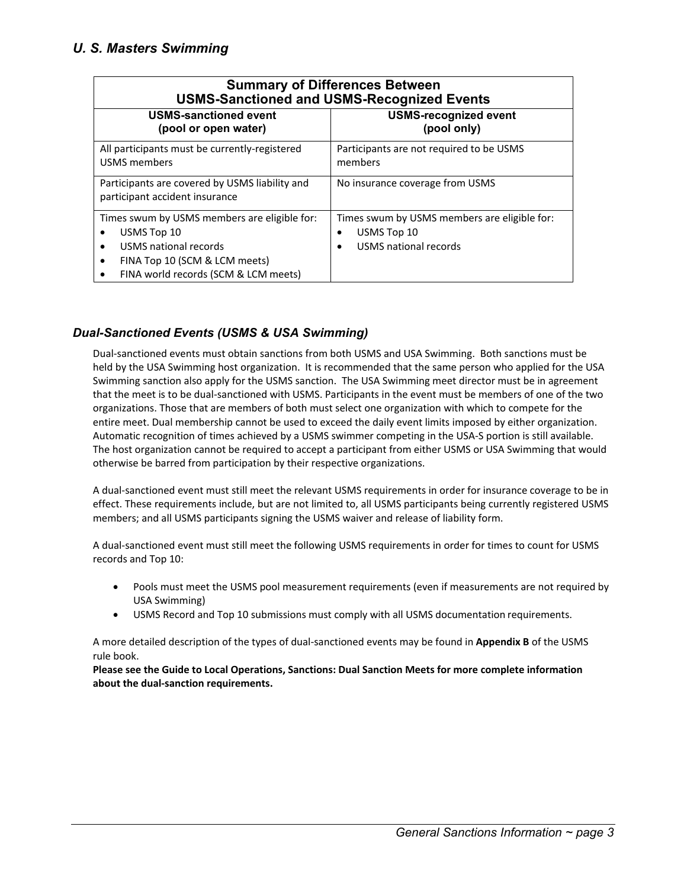*U. S. Masters Swimming*

| Summary of Differences Between USMS-Sanctioned and USMS-Recognized Events | |
|---|---|
| **USMS-sanctioned event (pool or open water)** | **USMS-recognized event (pool only)** |
| All participants must be currently-registered USMS members | Participants are not required to be USMS members |
| Participants are covered by USMS liability and participant accident insurance | No insurance coverage from USMS |
| Times swum by USMS members are eligible for:<br>• USMS Top 10<br>• USMS national records<br>• FINA Top 10 (SCM & LCM meets)<br>• FINA world records (SCM & LCM meets) | Times swum by USMS members are eligible for:<br>• USMS Top 10<br>• USMS national records |

### *Dual-Sanctioned Events (USMS & USA Swimming)*

Dual-sanctioned events must obtain sanctions from both USMS and USA Swimming. Both sanctions must be held by the USA Swimming host organization. It is recommended that the same person who applied for the USA Swimming sanction also apply for the USMS sanction. The USA Swimming meet director must be in agreement that the meet is to be dual-sanctioned with USMS. Participants in the event must be members of one of the two organizations. Those that are members of both must select one organization with which to compete for the entire meet. Dual membership cannot be used to exceed the daily event limits imposed by either organization. Automatic recognition of times achieved by a USMS swimmer competing in the USA-S portion is still available. The host organization cannot be required to accept a participant from either USMS or USA Swimming that would otherwise be barred from participation by their respective organizations.

A dual-sanctioned event must still meet the relevant USMS requirements in order for insurance coverage to be in effect. These requirements include, but are not limited to, all USMS participants being currently registered USMS members; and all USMS participants signing the USMS waiver and release of liability form.

A dual-sanctioned event must still meet the following USMS requirements in order for times to count for USMS records and Top 10:

- Pools must meet the USMS pool measurement requirements (even if measurements are not required by USA Swimming)
- USMS Record and Top 10 submissions must comply with all USMS documentation requirements.

A more detailed description of the types of dual-sanctioned events may be found in **Appendix B** of the USMS rule book.
**Please see the Guide to Local Operations, Sanctions: Dual Sanction Meets for more complete information about the dual-sanction requirements.**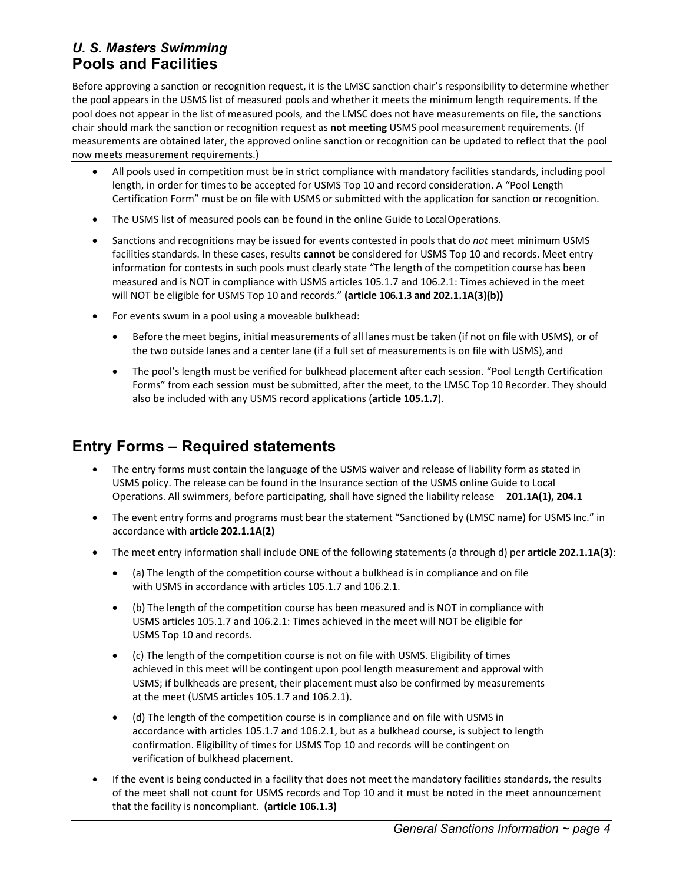*U. S. Masters Swimming*
# Pools and Facilities

Before approving a sanction or recognition request, it is the LMSC sanction chair's responsibility to determine whether the pool appears in the USMS list of measured pools and whether it meets the minimum length requirements. If the pool does not appear in the list of measured pools, and the LMSC does not have measurements on file, the sanctions chair should mark the sanction or recognition request as **not meeting** USMS pool measurement requirements. (If measurements are obtained later, the approved online sanction or recognition can be updated to reflect that the pool now meets measurement requirements.)

- All pools used in competition must be in strict compliance with mandatory facilities standards, including pool length, in order for times to be accepted for USMS Top 10 and record consideration. A "Pool Length Certification Form" must be on file with USMS or submitted with the application for sanction or recognition.
- The USMS list of measured pools can be found in the online Guide to Local Operations.
- Sanctions and recognitions may be issued for events contested in pools that do *not* meet minimum USMS facilities standards. In these cases, results **cannot** be considered for USMS Top 10 and records. Meet entry information for contests in such pools must clearly state "The length of the competition course has been measured and is NOT in compliance with USMS articles 105.1.7 and 106.2.1: Times achieved in the meet will NOT be eligible for USMS Top 10 and records." **(article 106.1.3 and 202.1.1A(3)(b))**
- For events swum in a pool using a moveable bulkhead:
  - Before the meet begins, initial measurements of all lanes must be taken (if not on file with USMS), or of the two outside lanes and a center lane (if a full set of measurements is on file with USMS), and
  - The pool's length must be verified for bulkhead placement after each session. "Pool Length Certification Forms" from each session must be submitted, after the meet, to the LMSC Top 10 Recorder. They should also be included with any USMS record applications (**article 105.1.7**).

# Entry Forms – Required statements

- The entry forms must contain the language of the USMS waiver and release of liability form as stated in USMS policy. The release can be found in the Insurance section of the USMS online Guide to Local Operations. All swimmers, before participating, shall have signed the liability release **201.1A(1), 204.1**
- The event entry forms and programs must bear the statement "Sanctioned by (LMSC name) for USMS Inc." in accordance with **article 202.1.1A(2)**
- The meet entry information shall include ONE of the following statements (a through d) per **article 202.1.1A(3)**:
  - (a) The length of the competition course without a bulkhead is in compliance and on file with USMS in accordance with articles 105.1.7 and 106.2.1.
  - (b) The length of the competition course has been measured and is NOT in compliance with USMS articles 105.1.7 and 106.2.1: Times achieved in the meet will NOT be eligible for USMS Top 10 and records.
  - (c) The length of the competition course is not on file with USMS. Eligibility of times achieved in this meet will be contingent upon pool length measurement and approval with USMS; if bulkheads are present, their placement must also be confirmed by measurements at the meet (USMS articles 105.1.7 and 106.2.1).
  - (d) The length of the competition course is in compliance and on file with USMS in accordance with articles 105.1.7 and 106.2.1, but as a bulkhead course, is subject to length confirmation. Eligibility of times for USMS Top 10 and records will be contingent on verification of bulkhead placement.
- If the event is being conducted in a facility that does not meet the mandatory facilities standards, the results of the meet shall not count for USMS records and Top 10 and it must be noted in the meet announcement that the facility is noncompliant. **(article 106.1.3)**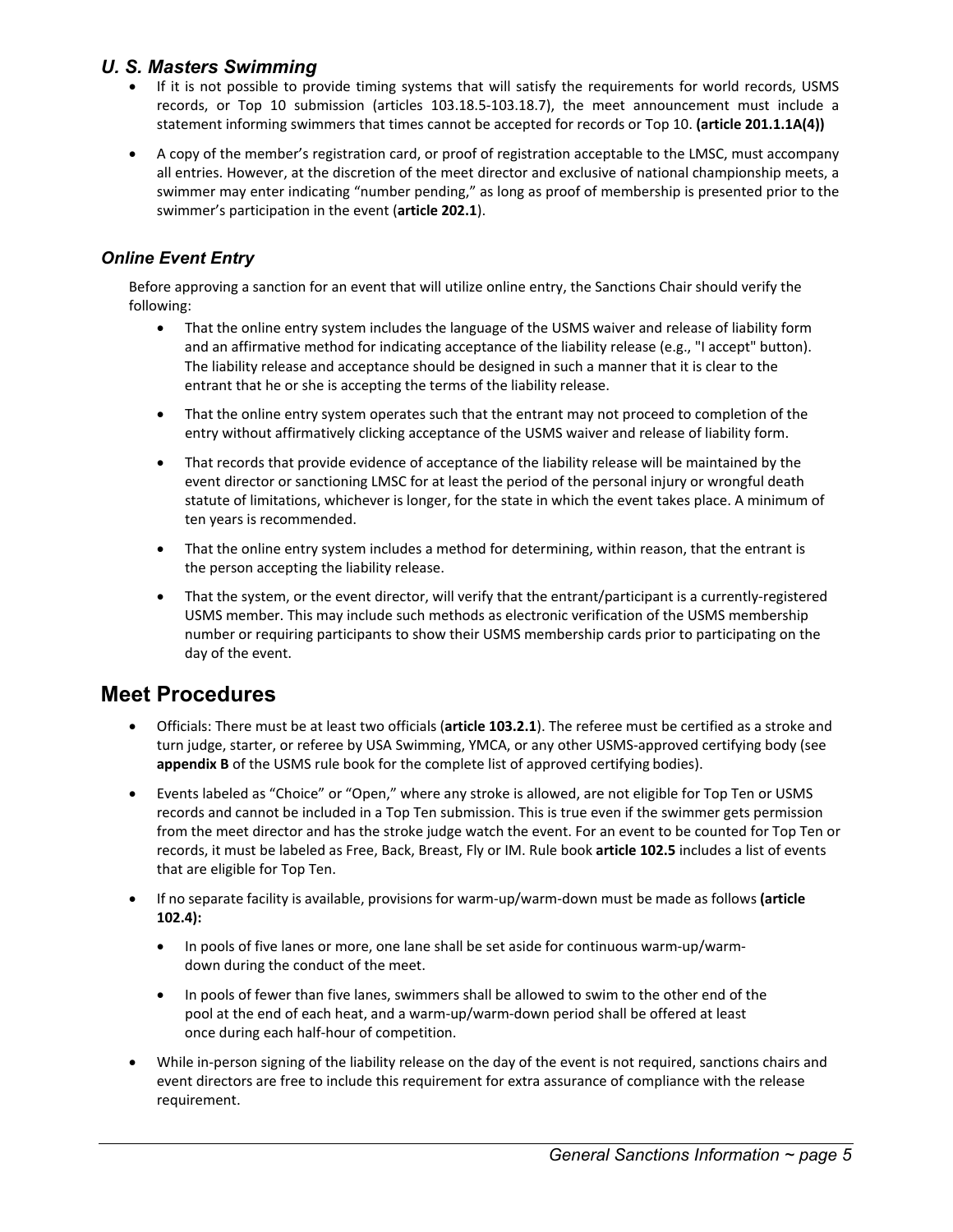### *U. S. Masters Swimming*

- If it is not possible to provide timing systems that will satisfy the requirements for world records, USMS records, or Top 10 submission (articles 103.18.5-103.18.7), the meet announcement must include a statement informing swimmers that times cannot be accepted for records or Top 10. **(article 201.1.1A(4))**
- A copy of the member's registration card, or proof of registration acceptable to the LMSC, must accompany all entries. However, at the discretion of the meet director and exclusive of national championship meets, a swimmer may enter indicating "number pending," as long as proof of membership is presented prior to the swimmer's participation in the event (**article 202.1**).

### *Online Event Entry*

Before approving a sanction for an event that will utilize online entry, the Sanctions Chair should verify the following:

- That the online entry system includes the language of the USMS waiver and release of liability form and an affirmative method for indicating acceptance of the liability release (e.g., "I accept" button). The liability release and acceptance should be designed in such a manner that it is clear to the entrant that he or she is accepting the terms of the liability release.
- That the online entry system operates such that the entrant may not proceed to completion of the entry without affirmatively clicking acceptance of the USMS waiver and release of liability form.
- That records that provide evidence of acceptance of the liability release will be maintained by the event director or sanctioning LMSC for at least the period of the personal injury or wrongful death statute of limitations, whichever is longer, for the state in which the event takes place. A minimum of ten years is recommended.
- That the online entry system includes a method for determining, within reason, that the entrant is the person accepting the liability release.
- That the system, or the event director, will verify that the entrant/participant is a currently-registered USMS member. This may include such methods as electronic verification of the USMS membership number or requiring participants to show their USMS membership cards prior to participating on the day of the event.

## Meet Procedures

- Officials: There must be at least two officials (**article 103.2.1**). The referee must be certified as a stroke and turn judge, starter, or referee by USA Swimming, YMCA, or any other USMS-approved certifying body (see **appendix B** of the USMS rule book for the complete list of approved certifying bodies).
- Events labeled as "Choice" or "Open," where any stroke is allowed, are not eligible for Top Ten or USMS records and cannot be included in a Top Ten submission. This is true even if the swimmer gets permission from the meet director and has the stroke judge watch the event. For an event to be counted for Top Ten or records, it must be labeled as Free, Back, Breast, Fly or IM. Rule book **article 102.5** includes a list of events that are eligible for Top Ten.
- If no separate facility is available, provisions for warm-up/warm-down must be made as follows **(article 102.4):**
    - In pools of five lanes or more, one lane shall be set aside for continuous warm-up/warm-down during the conduct of the meet.
    - In pools of fewer than five lanes, swimmers shall be allowed to swim to the other end of the pool at the end of each heat, and a warm-up/warm-down period shall be offered at least once during each half-hour of competition.
- While in-person signing of the liability release on the day of the event is not required, sanctions chairs and event directors are free to include this requirement for extra assurance of compliance with the release requirement.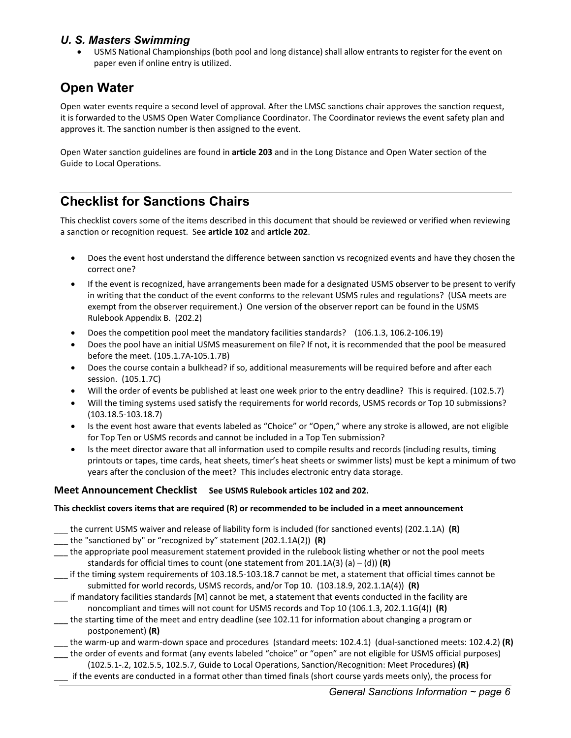### *U. S. Masters Swimming*

- USMS National Championships (both pool and long distance) shall allow entrants to register for the event on paper even if online entry is utilized.

## Open Water

Open water events require a second level of approval. After the LMSC sanctions chair approves the sanction request, it is forwarded to the USMS Open Water Compliance Coordinator. The Coordinator reviews the event safety plan and approves it. The sanction number is then assigned to the event.

Open Water sanction guidelines are found in **article 203** and in the Long Distance and Open Water section of the Guide to Local Operations.

---

## Checklist for Sanctions Chairs

This checklist covers some of the items described in this document that should be reviewed or verified when reviewing a sanction or recognition request. See **article 102** and **article 202**.

- Does the event host understand the difference between sanction vs recognized events and have they chosen the correct one?
- If the event is recognized, have arrangements been made for a designated USMS observer to be present to verify in writing that the conduct of the event conforms to the relevant USMS rules and regulations? (USA meets are exempt from the observer requirement.) One version of the observer report can be found in the USMS Rulebook Appendix B. (202.2)
- Does the competition pool meet the mandatory facilities standards? (106.1.3, 106.2-106.19)
- Does the pool have an initial USMS measurement on file? If not, it is recommended that the pool be measured before the meet. (105.1.7A-105.1.7B)
- Does the course contain a bulkhead? if so, additional measurements will be required before and after each session. (105.1.7C)
- Will the order of events be published at least one week prior to the entry deadline? This is required. (102.5.7)
- Will the timing systems used satisfy the requirements for world records, USMS records or Top 10 submissions? (103.18.5-103.18.7)
- Is the event host aware that events labeled as "Choice" or "Open," where any stroke is allowed, are not eligible for Top Ten or USMS records and cannot be included in a Top Ten submission?
- Is the meet director aware that all information used to compile results and records (including results, timing printouts or tapes, time cards, heat sheets, timer's heat sheets or swimmer lists) must be kept a minimum of two years after the conclusion of the meet? This includes electronic entry data storage.

### Meet Announcement Checklist **See USMS Rulebook articles 102 and 202.**

**This checklist covers items that are required (R) or recommended to be included in a meet announcement**

___ the current USMS waiver and release of liability form is included (for sanctioned events) (202.1.1A) **(R)**
___ the "sanctioned by" or "recognized by" statement (202.1.1A(2)) **(R)**
___ the appropriate pool measurement statement provided in the rulebook listing whether or not the pool meets standards for official times to count (one statement from 201.1A(3) (a) – (d)) **(R)**
___ if the timing system requirements of 103.18.5-103.18.7 cannot be met, a statement that official times cannot be submitted for world records, USMS records, and/or Top 10. (103.18.9, 202.1.1A(4)) **(R)**
___ if mandatory facilities standards [M] cannot be met, a statement that events conducted in the facility are noncompliant and times will not count for USMS records and Top 10 (106.1.3, 202.1.1G(4)) **(R)**
___ the starting time of the meet and entry deadline (see 102.11 for information about changing a program or postponement) **(R)**
___ the warm-up and warm-down space and procedures (standard meets: 102.4.1) (dual-sanctioned meets: 102.4.2) **(R)**
___ the order of events and format (any events labeled "choice" or "open" are not eligible for USMS official purposes) (102.5.1-.2, 102.5.5, 102.5.7, Guide to Local Operations, Sanction/Recognition: Meet Procedures) **(R)**
___ if the events are conducted in a format other than timed finals (short course yards meets only), the process for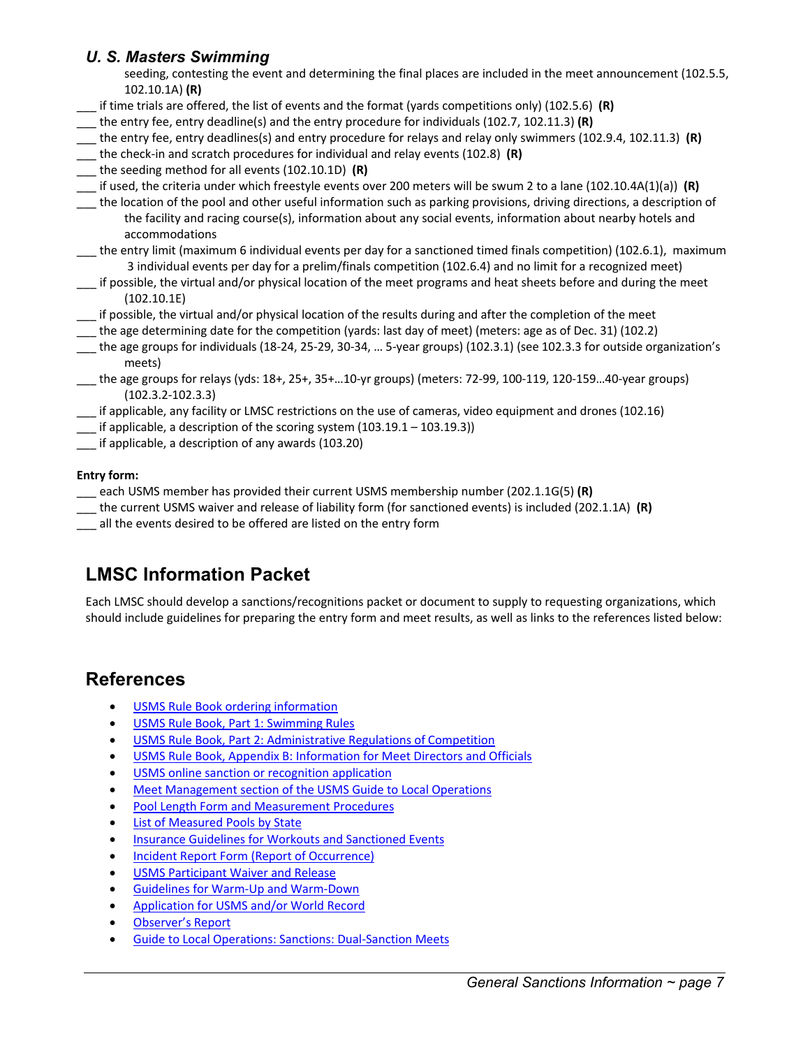seeding, contesting the event and determining the final places are included in the meet announcement (102.5.5, 102.10.1A) **(R)**

___ if time trials are offered, the list of events and the format (yards competitions only) (102.5.6) **(R)**
___ the entry fee, entry deadline(s) and the entry procedure for individuals (102.7, 102.11.3) **(R)**
___ the entry fee, entry deadlines(s) and entry procedure for relays and relay only swimmers (102.9.4, 102.11.3) **(R)**
___ the check-in and scratch procedures for individual and relay events (102.8) **(R)**
___ the seeding method for all events (102.10.1D) **(R)**
___ if used, the criteria under which freestyle events over 200 meters will be swum 2 to a lane (102.10.4A(1)(a)) **(R)**
___ the location of the pool and other useful information such as parking provisions, driving directions, a description of the facility and racing course(s), information about any social events, information about nearby hotels and accommodations
___ the entry limit (maximum 6 individual events per day for a sanctioned timed finals competition) (102.6.1), maximum 3 individual events per day for a prelim/finals competition (102.6.4) and no limit for a recognized meet)
___ if possible, the virtual and/or physical location of the meet programs and heat sheets before and during the meet (102.10.1E)
___ if possible, the virtual and/or physical location of the results during and after the completion of the meet
___ the age determining date for the competition (yards: last day of meet) (meters: age as of Dec. 31) (102.2)
___ the age groups for individuals (18-24, 25-29, 30-34, … 5-year groups) (102.3.1) (see 102.3.3 for outside organization's meets)
___ the age groups for relays (yds: 18+, 25+, 35+…10-yr groups) (meters: 72-99, 100-119, 120-159…40-year groups) (102.3.2-102.3.3)
___ if applicable, any facility or LMSC restrictions on the use of cameras, video equipment and drones (102.16)
___ if applicable, a description of the scoring system (103.19.1 – 103.19.3))
___ if applicable, a description of any awards (103.20)

**Entry form:**

___ each USMS member has provided their current USMS membership number (202.1.1G(5) **(R)**
___ the current USMS waiver and release of liability form (for sanctioned events) is included (202.1.1A) **(R)**
___ all the events desired to be offered are listed on the entry form

## LMSC Information Packet

Each LMSC should develop a sanctions/recognitions packet or document to supply to requesting organizations, which should include guidelines for preparing the entry form and meet results, as well as links to the references listed below:

## References

- USMS Rule Book ordering information
- USMS Rule Book, Part 1: Swimming Rules
- USMS Rule Book, Part 2: Administrative Regulations of Competition
- USMS Rule Book, Appendix B: Information for Meet Directors and Officials
- USMS online sanction or recognition application
- Meet Management section of the USMS Guide to Local Operations
- Pool Length Form and Measurement Procedures
- List of Measured Pools by State
- Insurance Guidelines for Workouts and Sanctioned Events
- Incident Report Form (Report of Occurrence)
- USMS Participant Waiver and Release
- Guidelines for Warm-Up and Warm-Down
- Application for USMS and/or World Record
- Observer's Report
- Guide to Local Operations: Sanctions: Dual-Sanction Meets